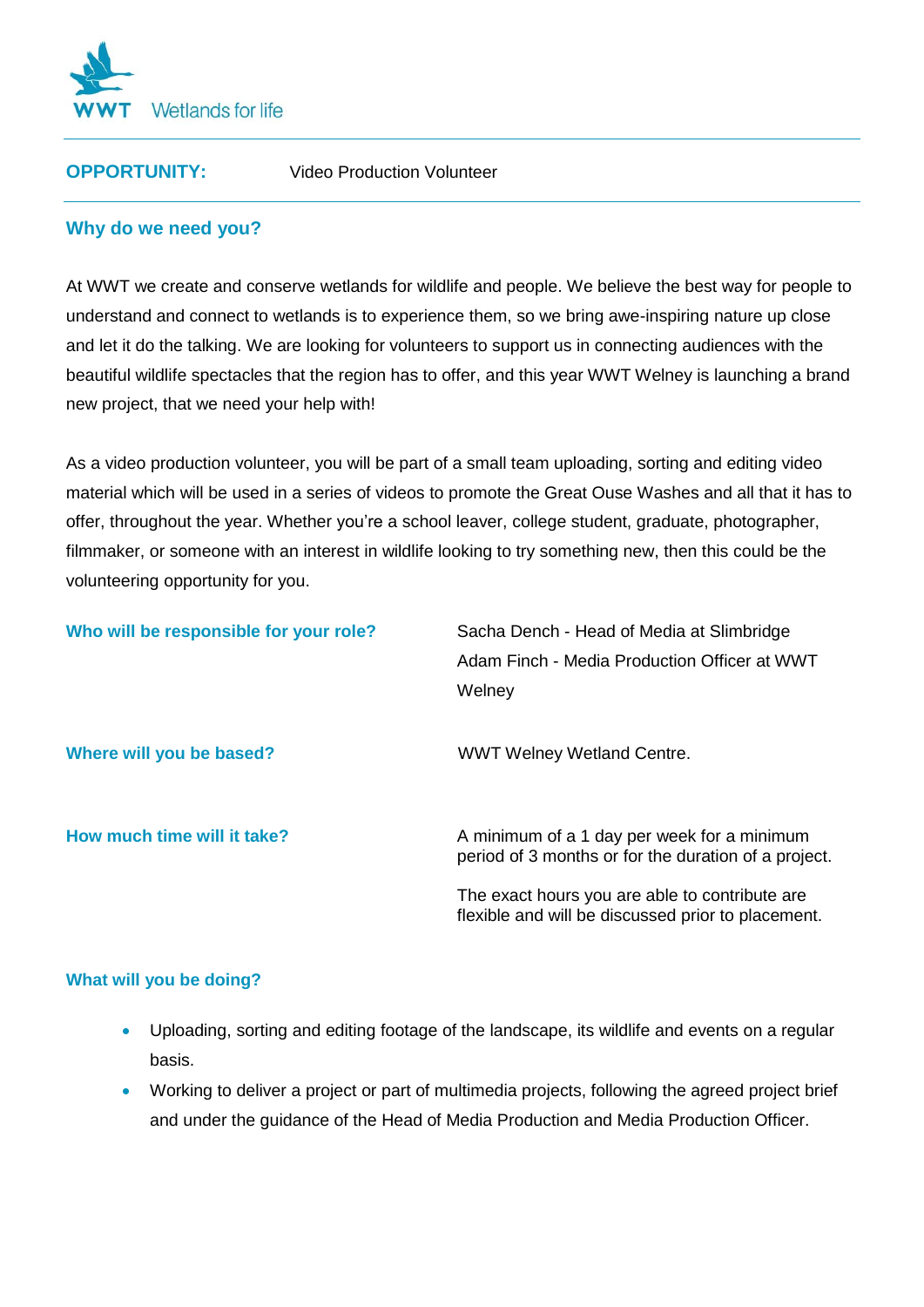WWT Wetlands for life

**OPPORTUNITY:** Video Production Volunteer

## Why do we need you?

At WWT we create and conserve wetlands for wildlife and people. We believe the best way for people to understand and connect to wetlands is to experience them, so we bring awe-inspiring nature up close and let it do the talking. We are looking for volunteers to support us in connecting audiences with the beautiful wildlife spectacles that the region has to offer, and this year WWT Welney is launching a brand new project, that we need your help with!

As a video production volunteer, you will be part of a small team uploading, sorting and editing video material which will be used in a series of videos to promote the Great Ouse Washes and all that it has to offer, throughout the year. Whether you're a school leaver, college student, graduate, photographer, filmmaker, or someone with an interest in wildlife looking to try something new, then this could be the volunteering opportunity for you.

## Who will be responsible for your role?

Sacha Dench - Head of Media at Slimbridge

Adam Finch - Media Production Officer at WWT Welney

## Where will you be based?

WWT Welney Wetland Centre.

## How much time will it take?

A minimum of a 1 day per week for a minimum period of 3 months or for the duration of a project.

The exact hours you are able to contribute are flexible and will be discussed prior to placement.

## What will you be doing?

- Uploading, sorting and editing footage of the landscape, its wildlife and events on a regular basis.
- Working to deliver a project or part of multimedia projects, following the agreed project brief and under the guidance of the Head of Media Production and Media Production Officer.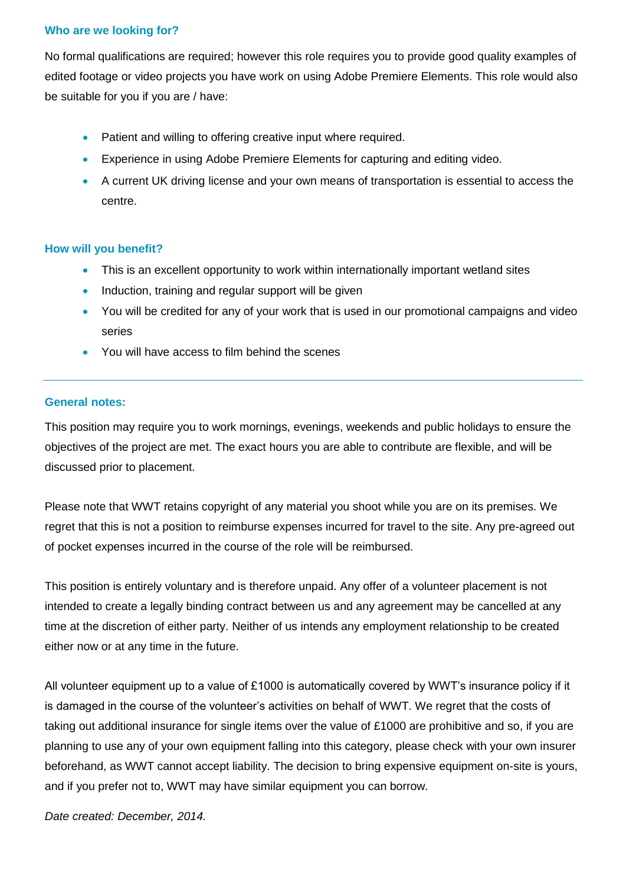### Who are we looking for?

No formal qualifications are required; however this role requires you to provide good quality examples of edited footage or video projects you have work on using Adobe Premiere Elements. This role would also be suitable for you if you are / have:

- Patient and willing to offering creative input where required.
- Experience in using Adobe Premiere Elements for capturing and editing video.
- A current UK driving license and your own means of transportation is essential to access the centre.

### How will you benefit?

- This is an excellent opportunity to work within internationally important wetland sites
- Induction, training and regular support will be given
- You will be credited for any of your work that is used in our promotional campaigns and video series
- You will have access to film behind the scenes

---

### General notes:

This position may require you to work mornings, evenings, weekends and public holidays to ensure the objectives of the project are met. The exact hours you are able to contribute are flexible, and will be discussed prior to placement.

Please note that WWT retains copyright of any material you shoot while you are on its premises. We regret that this is not a position to reimburse expenses incurred for travel to the site. Any pre-agreed out of pocket expenses incurred in the course of the role will be reimbursed.

This position is entirely voluntary and is therefore unpaid. Any offer of a volunteer placement is not intended to create a legally binding contract between us and any agreement may be cancelled at any time at the discretion of either party. Neither of us intends any employment relationship to be created either now or at any time in the future.

All volunteer equipment up to a value of £1000 is automatically covered by WWT's insurance policy if it is damaged in the course of the volunteer's activities on behalf of WWT. We regret that the costs of taking out additional insurance for single items over the value of £1000 are prohibitive and so, if you are planning to use any of your own equipment falling into this category, please check with your own insurer beforehand, as WWT cannot accept liability. The decision to bring expensive equipment on-site is yours, and if you prefer not to, WWT may have similar equipment you can borrow.

*Date created: December, 2014.*